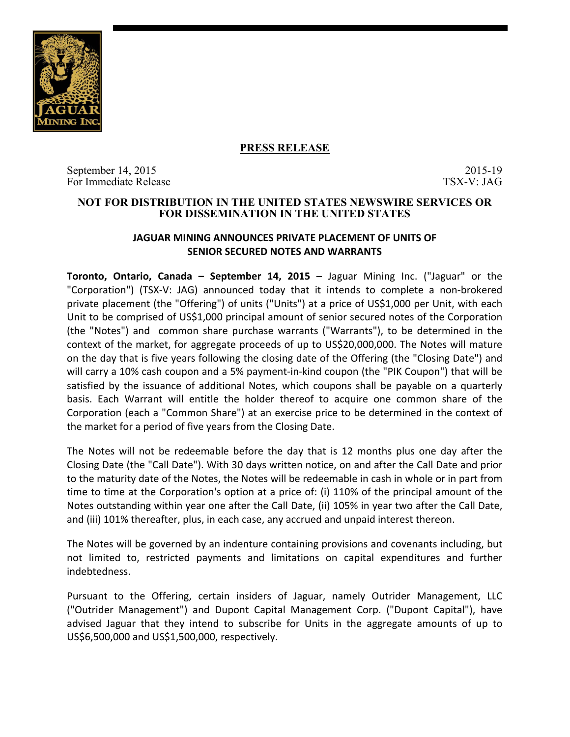**PRESS RELEASE**

September 14, 2015
For Immediate Release

2015-19
TSX-V: JAG

**NOT FOR DISTRIBUTION IN THE UNITED STATES NEWSWIRE SERVICES OR FOR DISSEMINATION IN THE UNITED STATES**

## JAGUAR MINING ANNOUNCES PRIVATE PLACEMENT OF UNITS OF SENIOR SECURED NOTES AND WARRANTS

**Toronto, Ontario, Canada – September 14, 2015** – Jaguar Mining Inc. ("Jaguar" or the "Corporation") (TSX-V: JAG) announced today that it intends to complete a non-brokered private placement (the "Offering") of units ("Units") at a price of US$1,000 per Unit, with each Unit to be comprised of US$1,000 principal amount of senior secured notes of the Corporation (the "Notes") and common share purchase warrants ("Warrants"), to be determined in the context of the market, for aggregate proceeds of up to US$20,000,000. The Notes will mature on the day that is five years following the closing date of the Offering (the "Closing Date") and will carry a 10% cash coupon and a 5% payment-in-kind coupon (the "PIK Coupon") that will be satisfied by the issuance of additional Notes, which coupons shall be payable on a quarterly basis. Each Warrant will entitle the holder thereof to acquire one common share of the Corporation (each a "Common Share") at an exercise price to be determined in the context of the market for a period of five years from the Closing Date.

The Notes will not be redeemable before the day that is 12 months plus one day after the Closing Date (the "Call Date"). With 30 days written notice, on and after the Call Date and prior to the maturity date of the Notes, the Notes will be redeemable in cash in whole or in part from time to time at the Corporation's option at a price of: (i) 110% of the principal amount of the Notes outstanding within year one after the Call Date, (ii) 105% in year two after the Call Date, and (iii) 101% thereafter, plus, in each case, any accrued and unpaid interest thereon.

The Notes will be governed by an indenture containing provisions and covenants including, but not limited to, restricted payments and limitations on capital expenditures and further indebtedness.

Pursuant to the Offering, certain insiders of Jaguar, namely Outrider Management, LLC ("Outrider Management") and Dupont Capital Management Corp. ("Dupont Capital"), have advised Jaguar that they intend to subscribe for Units in the aggregate amounts of up to US$6,500,000 and US$1,500,000, respectively.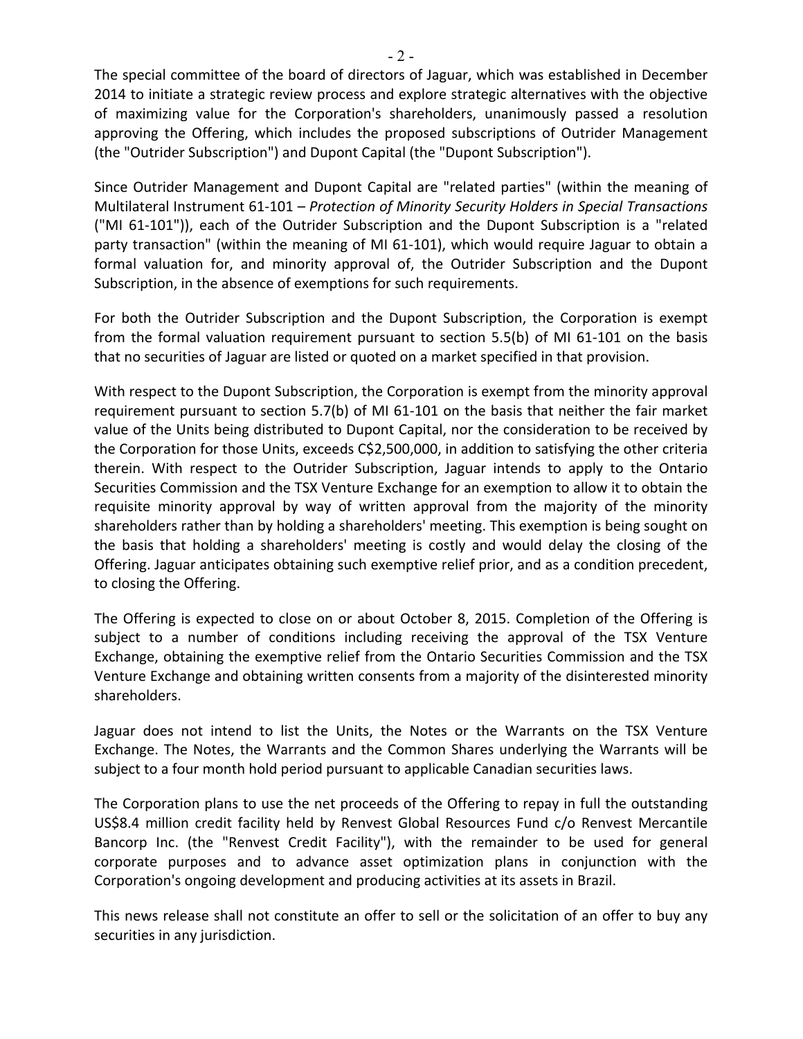The special committee of the board of directors of Jaguar, which was established in December 2014 to initiate a strategic review process and explore strategic alternatives with the objective of maximizing value for the Corporation's shareholders, unanimously passed a resolution approving the Offering, which includes the proposed subscriptions of Outrider Management (the "Outrider Subscription") and Dupont Capital (the "Dupont Subscription").

Since Outrider Management and Dupont Capital are "related parties" (within the meaning of Multilateral Instrument 61-101 – *Protection of Minority Security Holders in Special Transactions* ("MI 61-101")), each of the Outrider Subscription and the Dupont Subscription is a "related party transaction" (within the meaning of MI 61-101), which would require Jaguar to obtain a formal valuation for, and minority approval of, the Outrider Subscription and the Dupont Subscription, in the absence of exemptions for such requirements.

For both the Outrider Subscription and the Dupont Subscription, the Corporation is exempt from the formal valuation requirement pursuant to section 5.5(b) of MI 61-101 on the basis that no securities of Jaguar are listed or quoted on a market specified in that provision.

With respect to the Dupont Subscription, the Corporation is exempt from the minority approval requirement pursuant to section 5.7(b) of MI 61-101 on the basis that neither the fair market value of the Units being distributed to Dupont Capital, nor the consideration to be received by the Corporation for those Units, exceeds C$2,500,000, in addition to satisfying the other criteria therein. With respect to the Outrider Subscription, Jaguar intends to apply to the Ontario Securities Commission and the TSX Venture Exchange for an exemption to allow it to obtain the requisite minority approval by way of written approval from the majority of the minority shareholders rather than by holding a shareholders' meeting. This exemption is being sought on the basis that holding a shareholders' meeting is costly and would delay the closing of the Offering. Jaguar anticipates obtaining such exemptive relief prior, and as a condition precedent, to closing the Offering.

The Offering is expected to close on or about October 8, 2015. Completion of the Offering is subject to a number of conditions including receiving the approval of the TSX Venture Exchange, obtaining the exemptive relief from the Ontario Securities Commission and the TSX Venture Exchange and obtaining written consents from a majority of the disinterested minority shareholders.

Jaguar does not intend to list the Units, the Notes or the Warrants on the TSX Venture Exchange. The Notes, the Warrants and the Common Shares underlying the Warrants will be subject to a four month hold period pursuant to applicable Canadian securities laws.

The Corporation plans to use the net proceeds of the Offering to repay in full the outstanding US$8.4 million credit facility held by Renvest Global Resources Fund c/o Renvest Mercantile Bancorp Inc. (the "Renvest Credit Facility"), with the remainder to be used for general corporate purposes and to advance asset optimization plans in conjunction with the Corporation's ongoing development and producing activities at its assets in Brazil.

This news release shall not constitute an offer to sell or the solicitation of an offer to buy any securities in any jurisdiction.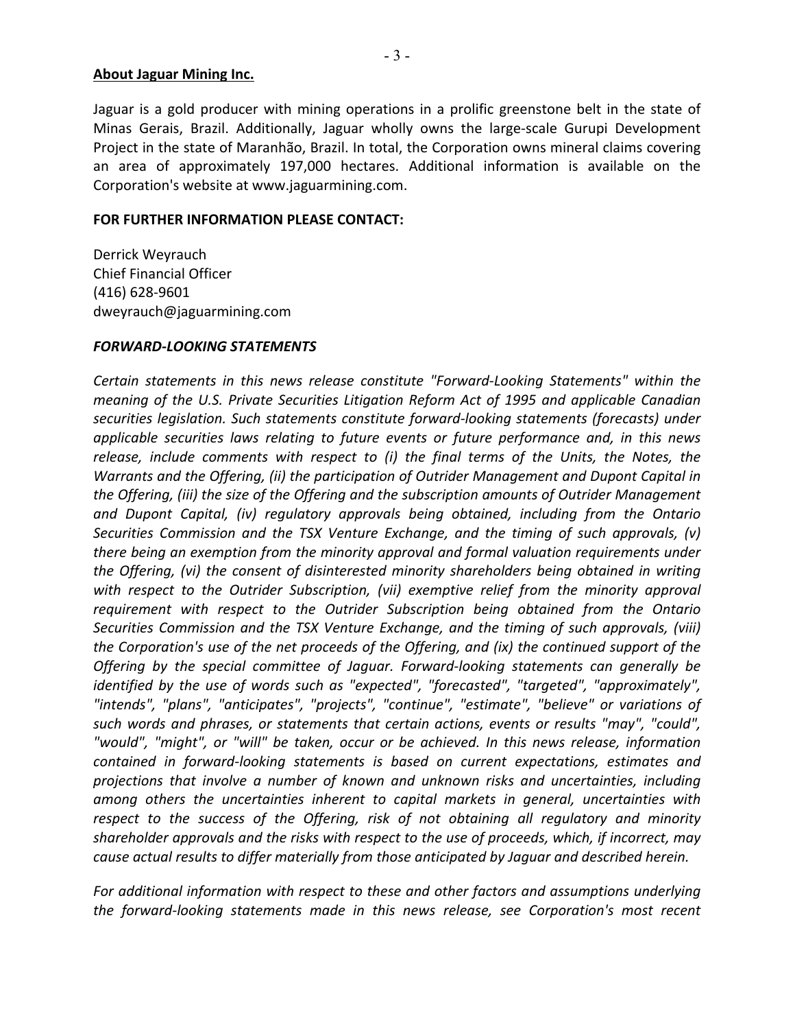**About Jaguar Mining Inc.**

Jaguar is a gold producer with mining operations in a prolific greenstone belt in the state of Minas Gerais, Brazil. Additionally, Jaguar wholly owns the large-scale Gurupi Development Project in the state of Maranhão, Brazil. In total, the Corporation owns mineral claims covering an area of approximately 197,000 hectares. Additional information is available on the Corporation's website at www.jaguarmining.com.

**FOR FURTHER INFORMATION PLEASE CONTACT:**

Derrick Weyrauch
Chief Financial Officer
(416) 628-9601
dweyrauch@jaguarmining.com

***FORWARD-LOOKING STATEMENTS***

*Certain statements in this news release constitute "Forward-Looking Statements" within the meaning of the U.S. Private Securities Litigation Reform Act of 1995 and applicable Canadian securities legislation. Such statements constitute forward-looking statements (forecasts) under applicable securities laws relating to future events or future performance and, in this news release, include comments with respect to (i) the final terms of the Units, the Notes, the Warrants and the Offering, (ii) the participation of Outrider Management and Dupont Capital in the Offering, (iii) the size of the Offering and the subscription amounts of Outrider Management and Dupont Capital, (iv) regulatory approvals being obtained, including from the Ontario Securities Commission and the TSX Venture Exchange, and the timing of such approvals, (v) there being an exemption from the minority approval and formal valuation requirements under the Offering, (vi) the consent of disinterested minority shareholders being obtained in writing with respect to the Outrider Subscription, (vii) exemptive relief from the minority approval requirement with respect to the Outrider Subscription being obtained from the Ontario Securities Commission and the TSX Venture Exchange, and the timing of such approvals, (viii) the Corporation's use of the net proceeds of the Offering, and (ix) the continued support of the Offering by the special committee of Jaguar. Forward-looking statements can generally be identified by the use of words such as "expected", "forecasted", "targeted", "approximately", "intends", "plans", "anticipates", "projects", "continue", "estimate", "believe" or variations of such words and phrases, or statements that certain actions, events or results "may", "could", "would", "might", or "will" be taken, occur or be achieved. In this news release, information contained in forward-looking statements is based on current expectations, estimates and projections that involve a number of known and unknown risks and uncertainties, including among others the uncertainties inherent to capital markets in general, uncertainties with respect to the success of the Offering, risk of not obtaining all regulatory and minority shareholder approvals and the risks with respect to the use of proceeds, which, if incorrect, may cause actual results to differ materially from those anticipated by Jaguar and described herein.*

*For additional information with respect to these and other factors and assumptions underlying the forward-looking statements made in this news release, see Corporation's most recent*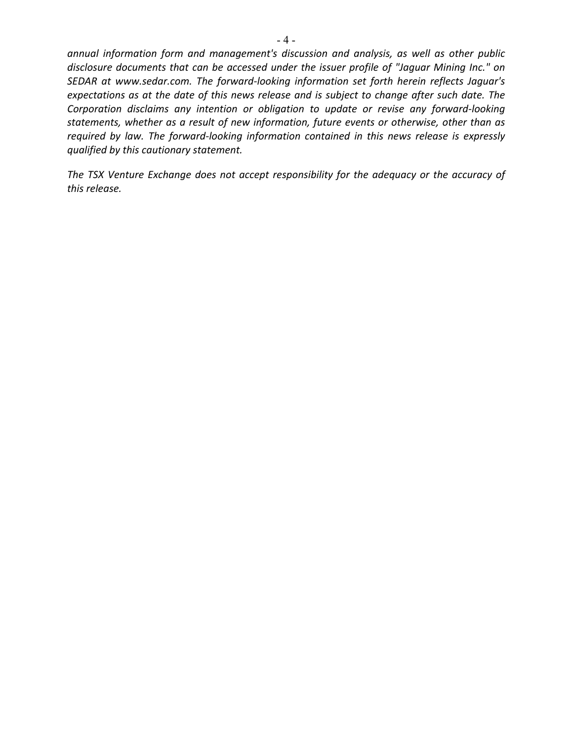*annual information form and management's discussion and analysis, as well as other public disclosure documents that can be accessed under the issuer profile of "Jaguar Mining Inc." on SEDAR at www.sedar.com. The forward-looking information set forth herein reflects Jaguar's expectations as at the date of this news release and is subject to change after such date. The Corporation disclaims any intention or obligation to update or revise any forward-looking statements, whether as a result of new information, future events or otherwise, other than as required by law. The forward-looking information contained in this news release is expressly qualified by this cautionary statement.*

*The TSX Venture Exchange does not accept responsibility for the adequacy or the accuracy of this release.*